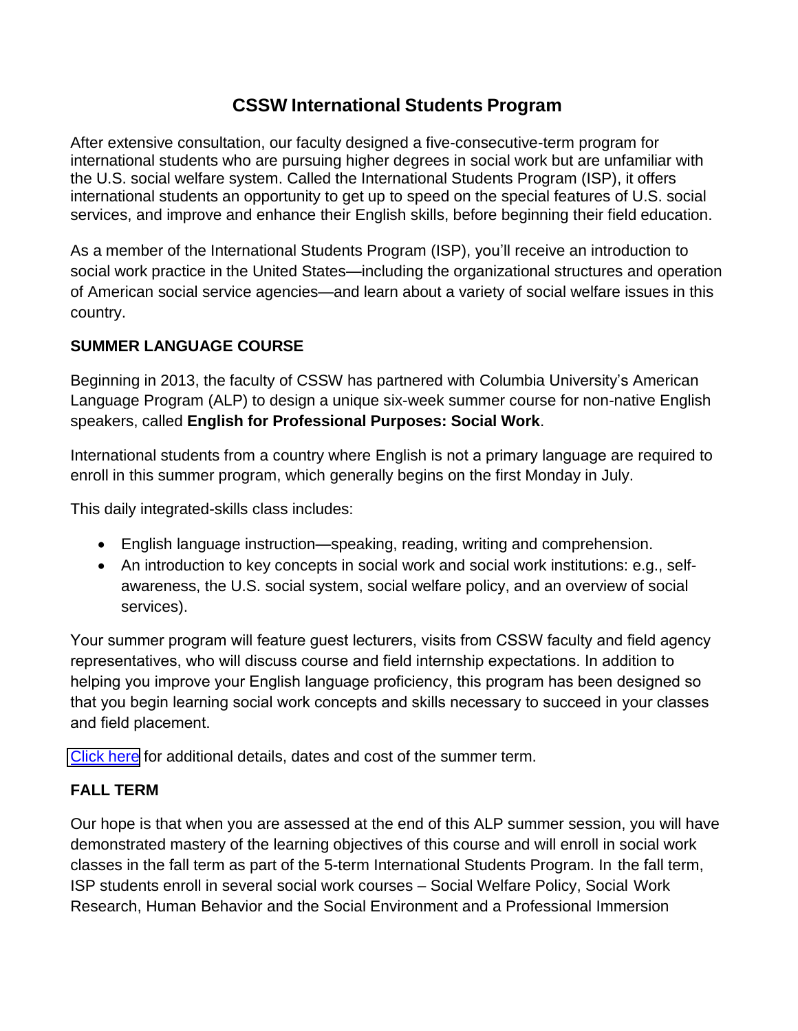# CSSW International Students Program

After extensive consultation, our faculty designed a five-consecutive-term program for international students who are pursuing higher degrees in social work but are unfamiliar with the U.S. social welfare system. Called the International Students Program (ISP), it offers international students an opportunity to get up to speed on the special features of U.S. social services, and improve and enhance their English skills, before beginning their field education.

As a member of the International Students Program (ISP), you'll receive an introduction to social work practice in the United States—including the organizational structures and operation of American social service agencies—and learn about a variety of social welfare issues in this country.

## SUMMER LANGUAGE COURSE

Beginning in 2013, the faculty of CSSW has partnered with Columbia University's American Language Program (ALP) to design a unique six-week summer course for non-native English speakers, called **English for Professional Purposes: Social Work**.

International students from a country where English is not a primary language are required to enroll in this summer program, which generally begins on the first Monday in July.

This daily integrated-skills class includes:

- English language instruction—speaking, reading, writing and comprehension.
- An introduction to key concepts in social work and social work institutions: e.g., self-awareness, the U.S. social system, social welfare policy, and an overview of social services).

Your summer program will feature guest lecturers, visits from CSSW faculty and field agency representatives, who will discuss course and field internship expectations. In addition to helping you improve your English language proficiency, this program has been designed so that you begin learning social work concepts and skills necessary to succeed in your classes and field placement.

Click here for additional details, dates and cost of the summer term.

## FALL TERM

Our hope is that when you are assessed at the end of this ALP summer session, you will have demonstrated mastery of the learning objectives of this course and will enroll in social work classes in the fall term as part of the 5-term International Students Program. In the fall term, ISP students enroll in several social work courses – Social Welfare Policy, Social Work Research, Human Behavior and the Social Environment and a Professional Immersion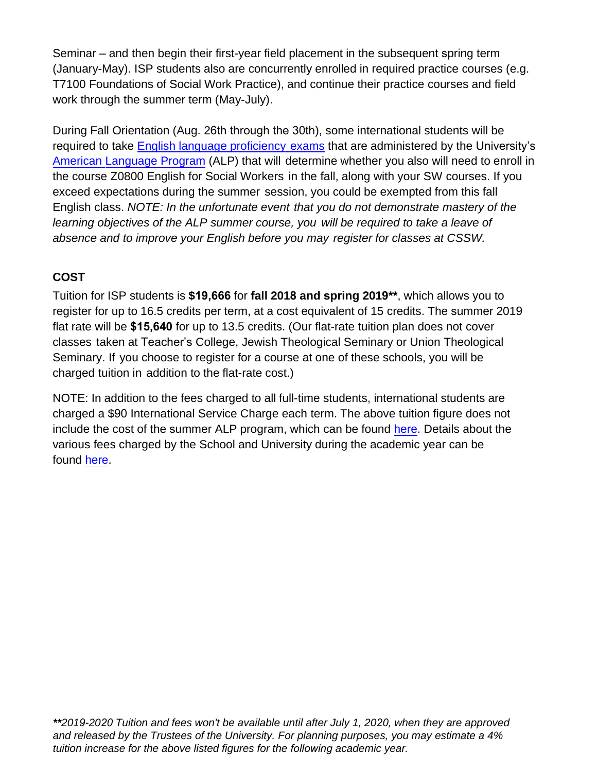Seminar – and then begin their first-year field placement in the subsequent spring term (January-May). ISP students also are concurrently enrolled in required practice courses (e.g. T7100 Foundations of Social Work Practice), and continue their practice courses and field work through the summer term (May-July).

During Fall Orientation (Aug. 26th through the 30th), some international students will be required to take English language proficiency exams that are administered by the University's American Language Program (ALP) that will determine whether you also will need to enroll in the course Z0800 English for Social Workers in the fall, along with your SW courses. If you exceed expectations during the summer session, you could be exempted from this fall English class. *NOTE: In the unfortunate event that you do not demonstrate mastery of the learning objectives of the ALP summer course, you will be required to take a leave of absence and to improve your English before you may register for classes at CSSW.*

## COST

Tuition for ISP students is **$19,666** for **fall 2018 and spring 2019****, which allows you to register for up to 16.5 credits per term, at a cost equivalent of 15 credits. The summer 2019 flat rate will be **$15,640** for up to 13.5 credits. (Our flat-rate tuition plan does not cover classes taken at Teacher's College, Jewish Theological Seminary or Union Theological Seminary. If you choose to register for a course at one of these schools, you will be charged tuition in addition to the flat-rate cost.)

NOTE: In addition to the fees charged to all full-time students, international students are charged a $90 International Service Charge each term. The above tuition figure does not include the cost of the summer ALP program, which can be found here. Details about the various fees charged by the School and University during the academic year can be found here.

*\*\*2019-2020 Tuition and fees won't be available until after July 1, 2020, when they are approved and released by the Trustees of the University. For planning purposes, you may estimate a 4% tuition increase for the above listed figures for the following academic year.*